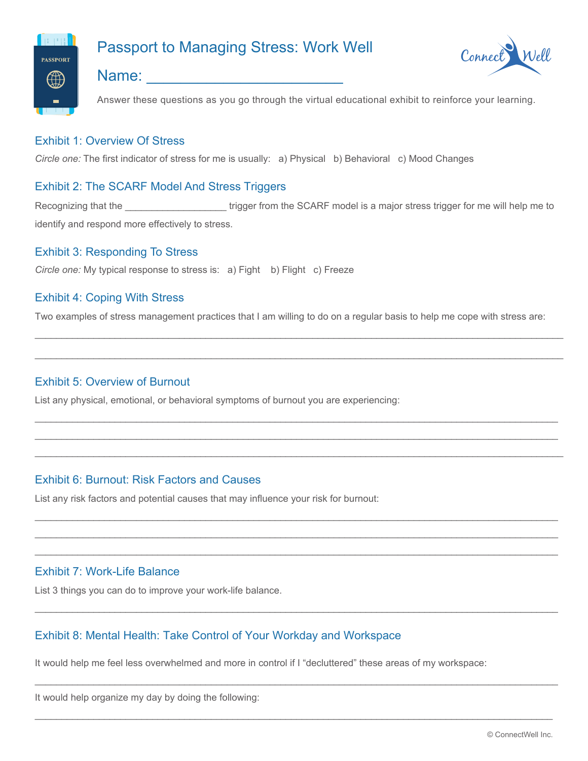# Passport to Managing Stress: Work Well

## Name: ________________________

Answer these questions as you go through the virtual educational exhibit to reinforce your learning.

### Exhibit 1: Overview Of Stress

*Circle one:* The first indicator of stress for me is usually: a) Physical b) Behavioral c) Mood Changes

### Exhibit 2: The SCARF Model And Stress Triggers

Recognizing that the ___________________ trigger from the SCARF model is a major stress trigger for me will help me to identify and respond more effectively to stress.

### Exhibit 3: Responding To Stress

*Circle one:* My typical response to stress is: a) Fight b) Flight c) Freeze

### Exhibit 4: Coping With Stress

Two examples of stress management practices that I am willing to do on a regular basis to help me cope with stress are:

______________________________________________________________________________

______________________________________________________________________________

### Exhibit 5: Overview of Burnout

List any physical, emotional, or behavioral symptoms of burnout you are experiencing:

______________________________________________________________________________

______________________________________________________________________________

______________________________________________________________________________

### Exhibit 6: Burnout: Risk Factors and Causes

List any risk factors and potential causes that may influence your risk for burnout:

______________________________________________________________________________

______________________________________________________________________________

______________________________________________________________________________

### Exhibit 7: Work-Life Balance

List 3 things you can do to improve your work-life balance.

______________________________________________________________________________

### Exhibit 8: Mental Health: Take Control of Your Workday and Workspace

It would help me feel less overwhelmed and more in control if I “decluttered” these areas of my workspace:

______________________________________________________________________________

It would help organize my day by doing the following:

______________________________________________________________________________

© ConnectWell Inc.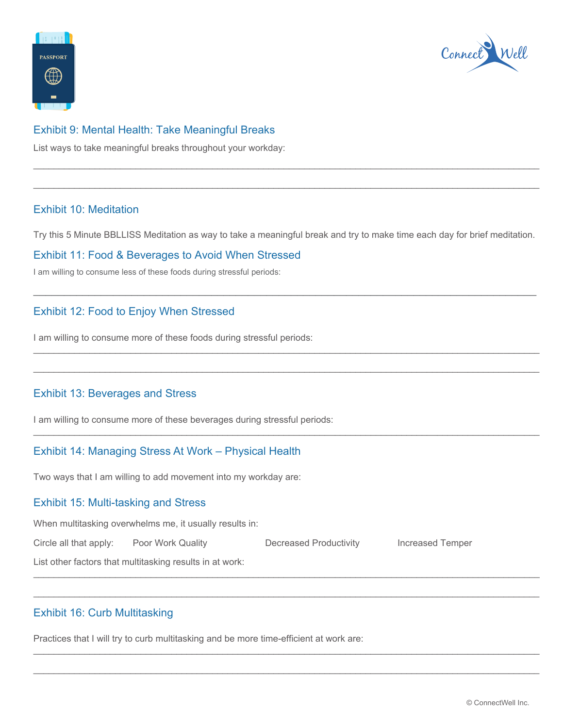## Exhibit 9: Mental Health: Take Meaningful Breaks

List ways to take meaningful breaks throughout your workday:

______________________________________________________________________________________________

______________________________________________________________________________________________

## Exhibit 10: Meditation

Try this 5 Minute BBLLISS Meditation as way to take a meaningful break and try to make time each day for brief meditation.

## Exhibit 11: Food & Beverages to Avoid When Stressed

I am willing to consume less of these foods during stressful periods:

______________________________________________________________________________________________

## Exhibit 12: Food to Enjoy When Stressed

I am willing to consume more of these foods during stressful periods:

______________________________________________________________________________________________

______________________________________________________________________________________________

## Exhibit 13: Beverages and Stress

I am willing to consume more of these beverages during stressful periods:

______________________________________________________________________________________________

## Exhibit 14: Managing Stress At Work – Physical Health

Two ways that I am willing to add movement into my workday are:

## Exhibit 15: Multi-tasking and Stress

When multitasking overwhelms me, it usually results in:

Circle all that apply: Poor Work Quality Decreased Productivity Increased Temper

List other factors that multitasking results in at work:

______________________________________________________________________________________________

______________________________________________________________________________________________

## Exhibit 16: Curb Multitasking

Practices that I will try to curb multitasking and be more time-efficient at work are:

______________________________________________________________________________________________

______________________________________________________________________________________________

© ConnectWell Inc.